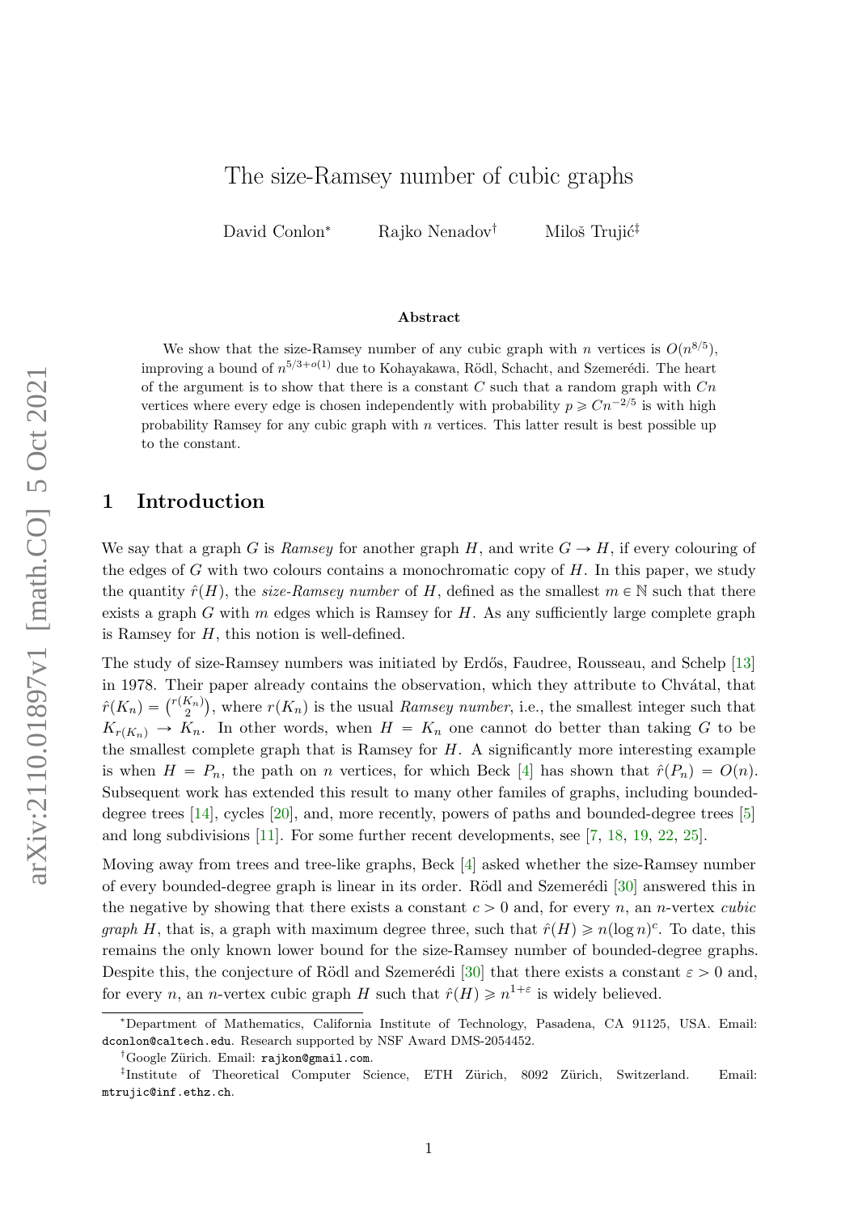# The size-Ramsey number of cubic graphs

David Conlon* Rajko Nenadov† Miloš Trujić‡

### Abstract

We show that the size-Ramsey number of any cubic graph with $n$ vertices is $O(n^{8/5})$, improving a bound of $n^{5/3+o(1)}$ due to Kohayakawa, Rödl, Schacht, and Szemerédi. The heart of the argument is to show that there is a constant $C$ such that a random graph with $Cn$ vertices where every edge is chosen independently with probability $p \geqslant Cn^{-2/5}$ is with high probability Ramsey for any cubic graph with $n$ vertices. This latter result is best possible up to the constant.

## 1 Introduction

We say that a graph $G$ is *Ramsey* for another graph $H$, and write $G \rightarrow H$, if every colouring of the edges of $G$ with two colours contains a monochromatic copy of $H$. In this paper, we study the quantity $\hat{r}(H)$, the *size-Ramsey number* of $H$, defined as the smallest $m \in \mathbb{N}$ such that there exists a graph $G$ with $m$ edges which is Ramsey for $H$. As any sufficiently large complete graph is Ramsey for $H$, this notion is well-defined.

The study of size-Ramsey numbers was initiated by Erdős, Faudree, Rousseau, and Schelp [13] in 1978. Their paper already contains the observation, which they attribute to Chvátal, that $\hat{r}(K_n) = \binom{r(K_n)}{2}$, where $r(K_n)$ is the usual *Ramsey number*, i.e., the smallest integer such that $K_{r(K_n)} \rightarrow K_n$. In other words, when $H = K_n$ one cannot do better than taking $G$ to be the smallest complete graph that is Ramsey for $H$. A significantly more interesting example is when $H = P_n$, the path on $n$ vertices, for which Beck [4] has shown that $\hat{r}(P_n) = O(n)$. Subsequent work has extended this result to many other familes of graphs, including bounded-degree trees [14], cycles [20], and, more recently, powers of paths and bounded-degree trees [5] and long subdivisions [11]. For some further recent developments, see [7, 18, 19, 22, 25].

Moving away from trees and tree-like graphs, Beck [4] asked whether the size-Ramsey number of every bounded-degree graph is linear in its order. Rödl and Szemerédi [30] answered this in the negative by showing that there exists a constant $c > 0$ and, for every $n$, an $n$-vertex *cubic graph* $H$, that is, a graph with maximum degree three, such that $\hat{r}(H) \geqslant n(\log n)^c$. To date, this remains the only known lower bound for the size-Ramsey number of bounded-degree graphs. Despite this, the conjecture of Rödl and Szemerédi [30] that there exists a constant $\varepsilon > 0$ and, for every $n$, an $n$-vertex cubic graph $H$ such that $\hat{r}(H) \geqslant n^{1+\varepsilon}$ is widely believed.

---

*Department of Mathematics, California Institute of Technology, Pasadena, CA 91125, USA. Email: dconlon@caltech.edu. Research supported by NSF Award DMS-2054452.

†Google Zürich. Email: rajkon@gmail.com.

‡Institute of Theoretical Computer Science, ETH Zürich, 8092 Zürich, Switzerland. Email: mtrujic@inf.ethz.ch.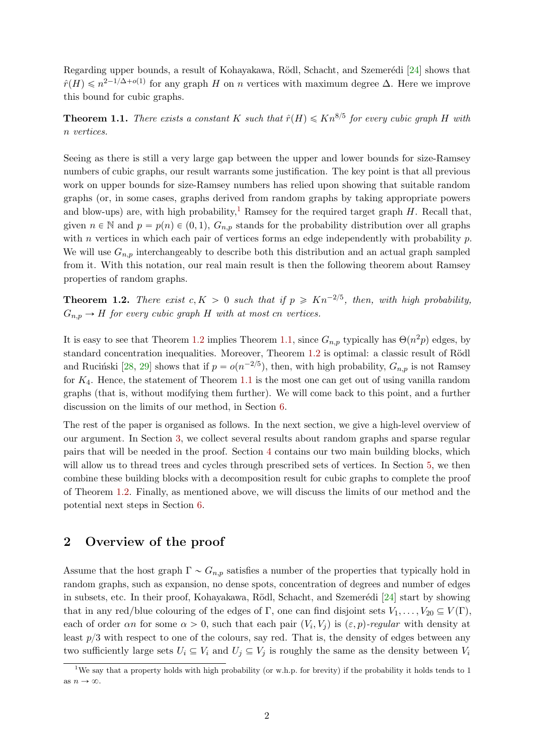Regarding upper bounds, a result of Kohayakawa, Rödl, Schacht, and Szemerédi [24] shows that $\hat{r}(H) \leqslant n^{2-1/\Delta+o(1)}$ for any graph $H$ on $n$ vertices with maximum degree $\Delta$. Here we improve this bound for cubic graphs.

**Theorem 1.1.** *There exists a constant $K$ such that $\hat{r}(H) \leqslant Kn^{8/5}$ for every cubic graph $H$ with $n$ vertices.*

Seeing as there is still a very large gap between the upper and lower bounds for size-Ramsey numbers of cubic graphs, our result warrants some justification. The key point is that all previous work on upper bounds for size-Ramsey numbers has relied upon showing that suitable random graphs (or, in some cases, graphs derived from random graphs by taking appropriate powers and blow-ups) are, with high probability,[1] Ramsey for the required target graph $H$. Recall that, given $n \in \mathbb{N}$ and $p = p(n) \in (0, 1)$, $G_{n,p}$ stands for the probability distribution over all graphs with $n$ vertices in which each pair of vertices forms an edge independently with probability $p$. We will use $G_{n,p}$ interchangeably to describe both this distribution and an actual graph sampled from it. With this notation, our real main result is then the following theorem about Ramsey properties of random graphs.

**Theorem 1.2.** *There exist $c, K > 0$ such that if $p \geqslant Kn^{-2/5}$, then, with high probability, $G_{n,p} \to H$ for every cubic graph $H$ with at most $cn$ vertices.*

It is easy to see that Theorem 1.2 implies Theorem 1.1, since $G_{n,p}$ typically has $\Theta(n^2 p)$ edges, by standard concentration inequalities. Moreover, Theorem 1.2 is optimal: a classic result of Rödl and Ruciński [28, 29] shows that if $p = o(n^{-2/5})$, then, with high probability, $G_{n,p}$ is not Ramsey for $K_4$. Hence, the statement of Theorem 1.1 is the most one can get out of using vanilla random graphs (that is, without modifying them further). We will come back to this point, and a further discussion on the limits of our method, in Section 6.

The rest of the paper is organised as follows. In the next section, we give a high-level overview of our argument. In Section 3, we collect several results about random graphs and sparse regular pairs that will be needed in the proof. Section 4 contains our two main building blocks, which will allow us to thread trees and cycles through prescribed sets of vertices. In Section 5, we then combine these building blocks with a decomposition result for cubic graphs to complete the proof of Theorem 1.2. Finally, as mentioned above, we will discuss the limits of our method and the potential next steps in Section 6.

## 2 Overview of the proof

Assume that the host graph $\Gamma \sim G_{n,p}$ satisfies a number of the properties that typically hold in random graphs, such as expansion, no dense spots, concentration of degrees and number of edges in subsets, etc. In their proof, Kohayakawa, Rödl, Schacht, and Szemerédi [24] start by showing that in any red/blue colouring of the edges of $\Gamma$, one can find disjoint sets $V_1, \ldots, V_{20} \subseteq V(\Gamma)$, each of order $\alpha n$ for some $\alpha > 0$, such that each pair $(V_i, V_j)$ is *$(\varepsilon, p)$-regular* with density at least $p/3$ with respect to one of the colours, say red. That is, the density of edges between any two sufficiently large sets $U_i \subseteq V_i$ and $U_j \subseteq V_j$ is roughly the same as the density between $V_i$

[1] We say that a property holds with high probability (or w.h.p. for brevity) if the probability it holds tends to 1 as $n \to \infty$.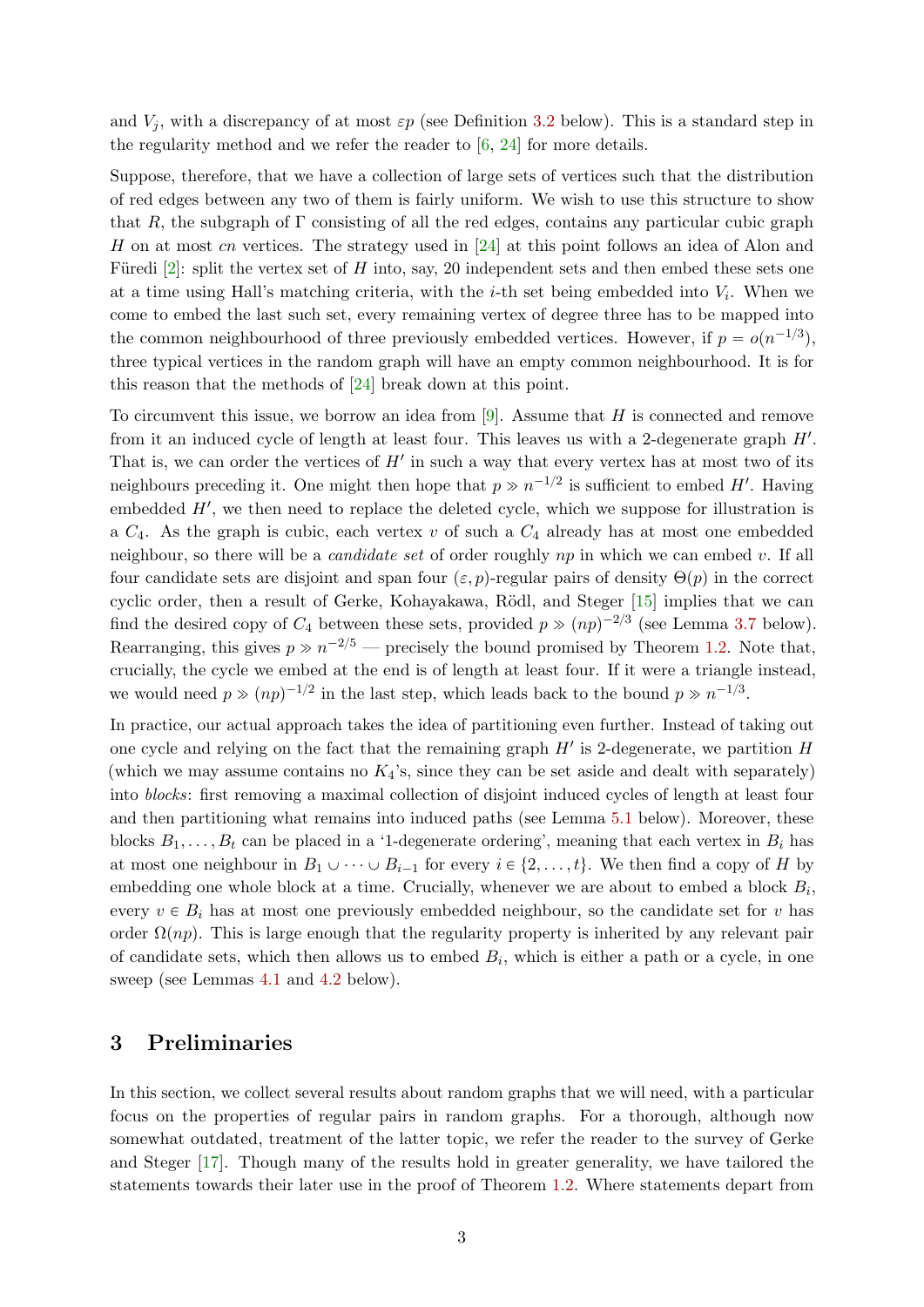and $V_j$, with a discrepancy of at most $\varepsilon p$ (see Definition 3.2 below). This is a standard step in the regularity method and we refer the reader to [6, 24] for more details.

Suppose, therefore, that we have a collection of large sets of vertices such that the distribution of red edges between any two of them is fairly uniform. We wish to use this structure to show that $R$, the subgraph of $\Gamma$ consisting of all the red edges, contains any particular cubic graph $H$ on at most $cn$ vertices. The strategy used in [24] at this point follows an idea of Alon and Füredi [2]: split the vertex set of $H$ into, say, 20 independent sets and then embed these sets one at a time using Hall's matching criteria, with the $i$-th set being embedded into $V_i$. When we come to embed the last such set, every remaining vertex of degree three has to be mapped into the common neighbourhood of three previously embedded vertices. However, if $p = o(n^{-1/3})$, three typical vertices in the random graph will have an empty common neighbourhood. It is for this reason that the methods of [24] break down at this point.

To circumvent this issue, we borrow an idea from [9]. Assume that $H$ is connected and remove from it an induced cycle of length at least four. This leaves us with a 2-degenerate graph $H'$. That is, we can order the vertices of $H'$ in such a way that every vertex has at most two of its neighbours preceding it. One might then hope that $p \gg n^{-1/2}$ is sufficient to embed $H'$. Having embedded $H'$, we then need to replace the deleted cycle, which we suppose for illustration is a $C_4$. As the graph is cubic, each vertex $v$ of such a $C_4$ already has at most one embedded neighbour, so there will be a *candidate set* of order roughly $np$ in which we can embed $v$. If all four candidate sets are disjoint and span four $(\varepsilon, p)$-regular pairs of density $\Theta(p)$ in the correct cyclic order, then a result of Gerke, Kohayakawa, Rödl, and Steger [15] implies that we can find the desired copy of $C_4$ between these sets, provided $p \gg (np)^{-2/3}$ (see Lemma 3.7 below). Rearranging, this gives $p \gg n^{-2/5}$ — precisely the bound promised by Theorem 1.2. Note that, crucially, the cycle we embed at the end is of length at least four. If it were a triangle instead, we would need $p \gg (np)^{-1/2}$ in the last step, which leads back to the bound $p \gg n^{-1/3}$.

In practice, our actual approach takes the idea of partitioning even further. Instead of taking out one cycle and relying on the fact that the remaining graph $H'$ is 2-degenerate, we partition $H$ (which we may assume contains no $K_4$'s, since they can be set aside and dealt with separately) into *blocks*: first removing a maximal collection of disjoint induced cycles of length at least four and then partitioning what remains into induced paths (see Lemma 5.1 below). Moreover, these blocks $B_1, \dots, B_t$ can be placed in a '1-degenerate ordering', meaning that each vertex in $B_i$ has at most one neighbour in $B_1 \cup \dots \cup B_{i-1}$ for every $i \in \{2, \dots, t\}$. We then find a copy of $H$ by embedding one whole block at a time. Crucially, whenever we are about to embed a block $B_i$, every $v \in B_i$ has at most one previously embedded neighbour, so the candidate set for $v$ has order $\Omega(np)$. This is large enough that the regularity property is inherited by any relevant pair of candidate sets, which then allows us to embed $B_i$, which is either a path or a cycle, in one sweep (see Lemmas 4.1 and 4.2 below).

## 3 Preliminaries

In this section, we collect several results about random graphs that we will need, with a particular focus on the properties of regular pairs in random graphs. For a thorough, although now somewhat outdated, treatment of the latter topic, we refer the reader to the survey of Gerke and Steger [17]. Though many of the results hold in greater generality, we have tailored the statements towards their later use in the proof of Theorem 1.2. Where statements depart from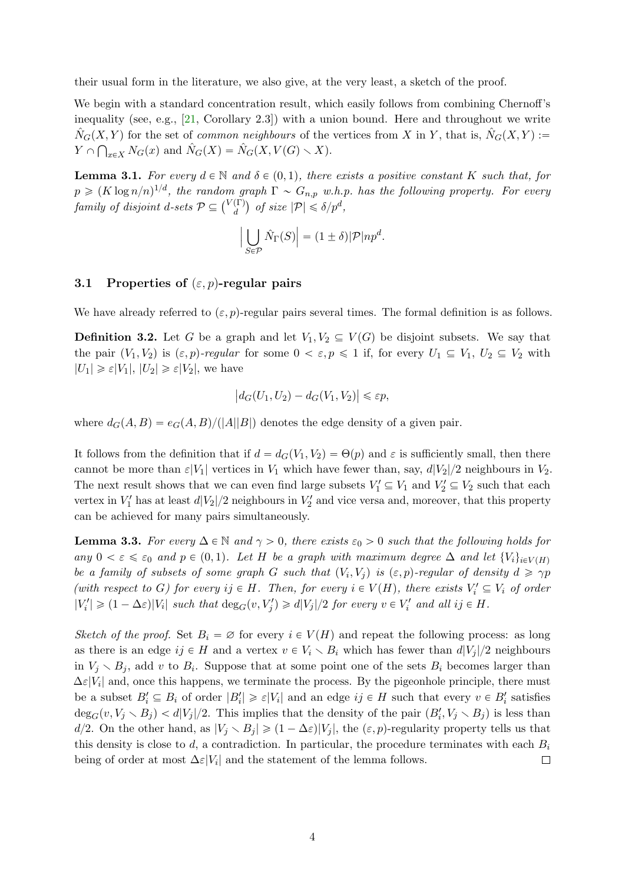their usual form in the literature, we also give, at the very least, a sketch of the proof.

We begin with a standard concentration result, which easily follows from combining Chernoff's inequality (see, e.g., [21, Corollary 2.3]) with a union bound. Here and throughout we write $\hat{N}_G(X,Y)$ for the set of *common neighbours* of the vertices from $X$ in $Y$, that is, $\hat{N}_G(X,Y) := Y \cap \bigcap_{x\in X} N_G(x)$ and $\hat{N}_G(X) = \hat{N}_G(X, V(G) \smallsetminus X)$.

**Lemma 3.1.** *For every $d \in \mathbb{N}$ and $\delta \in (0,1)$, there exists a positive constant $K$ such that, for $p \geqslant (K \log n/n)^{1/d}$, the random graph $\Gamma \sim G_{n,p}$ w.h.p. has the following property. For every family of disjoint $d$-sets $\mathcal{P} \subseteq \binom{V(\Gamma)}{d}$ of size $|\mathcal{P}| \leqslant \delta/p^d$,*

$$\Big| \bigcup_{S\in\mathcal{P}} \hat{N}_\Gamma(S) \Big| = (1 \pm \delta)|\mathcal{P}|np^d.$$

### 3.1 Properties of $(\varepsilon, p)$-regular pairs

We have already referred to $(\varepsilon, p)$-regular pairs several times. The formal definition is as follows.

**Definition 3.2.** Let $G$ be a graph and let $V_1, V_2 \subseteq V(G)$ be disjoint subsets. We say that the pair $(V_1, V_2)$ is *$(\varepsilon, p)$-regular* for some $0 < \varepsilon, p \leqslant 1$ if, for every $U_1 \subseteq V_1$, $U_2 \subseteq V_2$ with $|U_1| \geqslant \varepsilon|V_1|$, $|U_2| \geqslant \varepsilon|V_2|$, we have

$$\big|d_G(U_1, U_2) - d_G(V_1, V_2)\big| \leqslant \varepsilon p,$$

where $d_G(A, B) = e_G(A, B)/(|A||B|)$ denotes the edge density of a given pair.

It follows from the definition that if $d = d_G(V_1, V_2) = \Theta(p)$ and $\varepsilon$ is sufficiently small, then there cannot be more than $\varepsilon|V_1|$ vertices in $V_1$ which have fewer than, say, $d|V_2|/2$ neighbours in $V_2$. The next result shows that we can even find large subsets $V_1' \subseteq V_1$ and $V_2' \subseteq V_2$ such that each vertex in $V_1'$ has at least $d|V_2|/2$ neighbours in $V_2'$ and vice versa and, moreover, that this property can be achieved for many pairs simultaneously.

**Lemma 3.3.** *For every $\Delta \in \mathbb{N}$ and $\gamma > 0$, there exists $\varepsilon_0 > 0$ such that the following holds for any $0 < \varepsilon \leqslant \varepsilon_0$ and $p \in (0,1)$. Let $H$ be a graph with maximum degree $\Delta$ and let $\{V_i\}_{i\in V(H)}$ be a family of subsets of some graph $G$ such that $(V_i, V_j)$ is $(\varepsilon, p)$-regular of density $d \geqslant \gamma p$ (with respect to $G$) for every $ij \in H$. Then, for every $i \in V(H)$, there exists $V_i' \subseteq V_i$ of order $|V_i'| \geqslant (1 - \Delta\varepsilon)|V_i|$ such that $\deg_G(v, V_j') \geqslant d|V_j|/2$ for every $v \in V_i'$ and all $ij \in H$.*

*Sketch of the proof.* Set $B_i = \varnothing$ for every $i \in V(H)$ and repeat the following process: as long as there is an edge $ij \in H$ and a vertex $v \in V_i \smallsetminus B_i$ which has fewer than $d|V_j|/2$ neighbours in $V_j \smallsetminus B_j$, add $v$ to $B_i$. Suppose that at some point one of the sets $B_i$ becomes larger than $\Delta\varepsilon|V_i|$ and, once this happens, we terminate the process. By the pigeonhole principle, there must be a subset $B_i' \subseteq B_i$ of order $|B_i'| \geqslant \varepsilon|V_i|$ and an edge $ij \in H$ such that every $v \in B_i'$ satisfies $\deg_G(v, V_j \smallsetminus B_j) < d|V_j|/2$. This implies that the density of the pair $(B_i', V_j \smallsetminus B_j)$ is less than $d/2$. On the other hand, as $|V_j \smallsetminus B_j| \geqslant (1 - \Delta\varepsilon)|V_j|$, the $(\varepsilon, p)$-regularity property tells us that this density is close to $d$, a contradiction. In particular, the procedure terminates with each $B_i$ being of order at most $\Delta\varepsilon|V_i|$ and the statement of the lemma follows. $\square$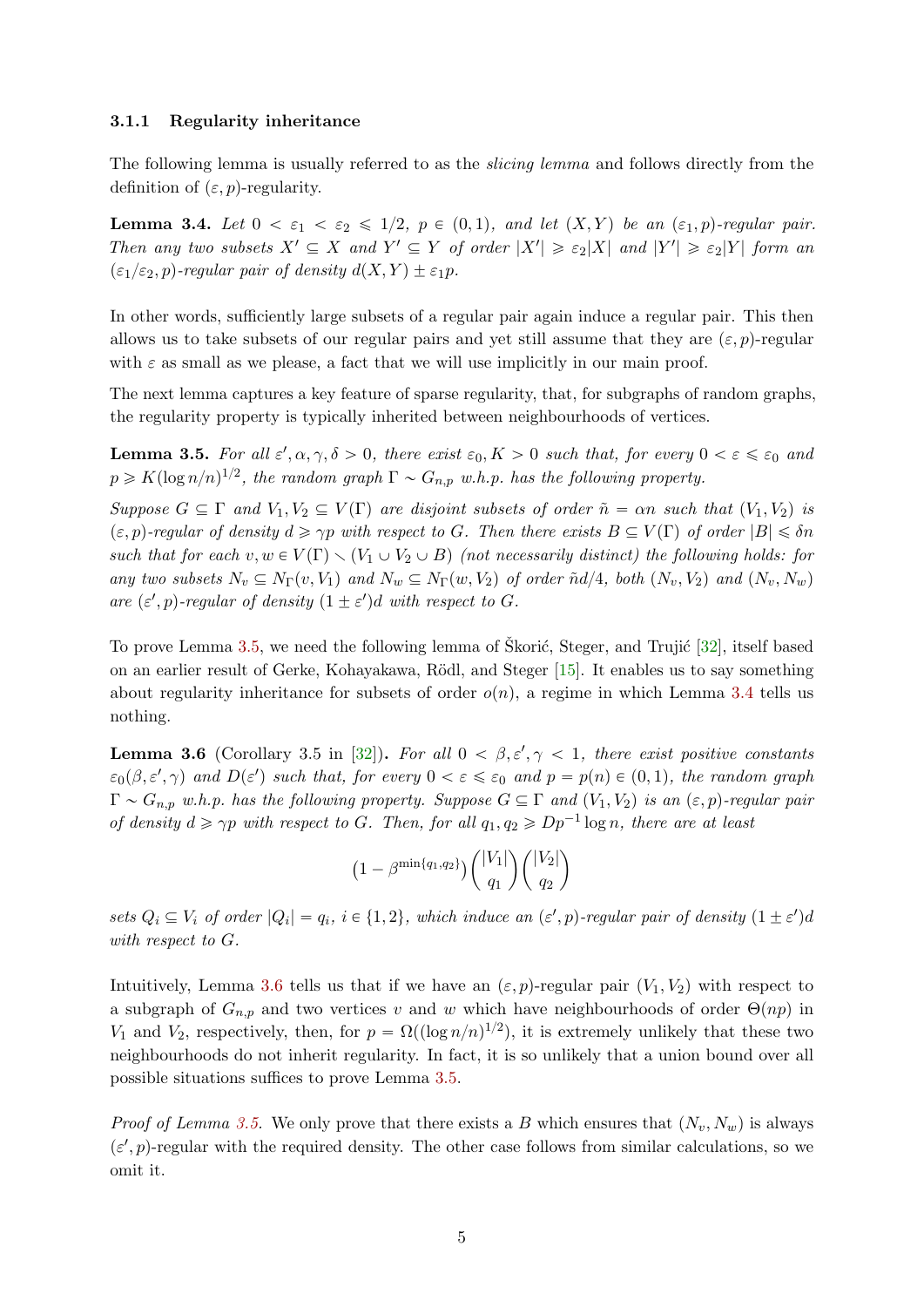#### 3.1.1 Regularity inheritance

The following lemma is usually referred to as the *slicing lemma* and follows directly from the definition of $(\varepsilon, p)$-regularity.

**Lemma 3.4.** *Let $0 < \varepsilon_1 < \varepsilon_2 \leqslant 1/2$, $p \in (0,1)$, and let $(X,Y)$ be an $(\varepsilon_1, p)$-regular pair. Then any two subsets $X' \subseteq X$ and $Y' \subseteq Y$ of order $|X'| \geqslant \varepsilon_2 |X|$ and $|Y'| \geqslant \varepsilon_2 |Y|$ form an $(\varepsilon_1/\varepsilon_2, p)$-regular pair of density $d(X,Y) \pm \varepsilon_1 p$.*

In other words, sufficiently large subsets of a regular pair again induce a regular pair. This then allows us to take subsets of our regular pairs and yet still assume that they are $(\varepsilon, p)$-regular with $\varepsilon$ as small as we please, a fact that we will use implicitly in our main proof.

The next lemma captures a key feature of sparse regularity, that, for subgraphs of random graphs, the regularity property is typically inherited between neighbourhoods of vertices.

**Lemma 3.5.** *For all $\varepsilon', \alpha, \gamma, \delta > 0$, there exist $\varepsilon_0, K > 0$ such that, for every $0 < \varepsilon \leqslant \varepsilon_0$ and $p \geqslant K(\log n/n)^{1/2}$, the random graph $\Gamma \sim G_{n,p}$ w.h.p. has the following property.*

*Suppose $G \subseteq \Gamma$ and $V_1, V_2 \subseteq V(\Gamma)$ are disjoint subsets of order $\tilde{n} = \alpha n$ such that $(V_1, V_2)$ is $(\varepsilon, p)$-regular of density $d \geqslant \gamma p$ with respect to $G$. Then there exists $B \subseteq V(\Gamma)$ of order $|B| \leqslant \delta n$ such that for each $v, w \in V(\Gamma) \smallsetminus (V_1 \cup V_2 \cup B)$ (not necessarily distinct) the following holds: for any two subsets $N_v \subseteq N_\Gamma(v, V_1)$ and $N_w \subseteq N_\Gamma(w, V_2)$ of order $\tilde{n}d/4$, both $(N_v, V_2)$ and $(N_v, N_w)$ are $(\varepsilon', p)$-regular of density $(1 \pm \varepsilon')d$ with respect to $G$.*

To prove Lemma 3.5, we need the following lemma of Škorić, Steger, and Trujić [32], itself based on an earlier result of Gerke, Kohayakawa, Rödl, and Steger [15]. It enables us to say something about regularity inheritance for subsets of order $o(n)$, a regime in which Lemma 3.4 tells us nothing.

**Lemma 3.6** (Corollary 3.5 in [32])**.** *For all $0 < \beta, \varepsilon', \gamma < 1$, there exist positive constants $\varepsilon_0(\beta, \varepsilon', \gamma)$ and $D(\varepsilon')$ such that, for every $0 < \varepsilon \leqslant \varepsilon_0$ and $p = p(n) \in (0,1)$, the random graph $\Gamma \sim G_{n,p}$ w.h.p. has the following property. Suppose $G \subseteq \Gamma$ and $(V_1, V_2)$ is an $(\varepsilon, p)$-regular pair of density $d \geqslant \gamma p$ with respect to $G$. Then, for all $q_1, q_2 \geqslant Dp^{-1} \log n$, there are at least*

$$\left(1 - \beta^{\min\{q_1, q_2\}}\right) \binom{|V_1|}{q_1} \binom{|V_2|}{q_2}$$

*sets $Q_i \subseteq V_i$ of order $|Q_i| = q_i$, $i \in \{1, 2\}$, which induce an $(\varepsilon', p)$-regular pair of density $(1 \pm \varepsilon')d$ with respect to $G$.*

Intuitively, Lemma 3.6 tells us that if we have an $(\varepsilon, p)$-regular pair $(V_1, V_2)$ with respect to a subgraph of $G_{n,p}$ and two vertices $v$ and $w$ which have neighbourhoods of order $\Theta(np)$ in $V_1$ and $V_2$, respectively, then, for $p = \Omega((\log n/n)^{1/2})$, it is extremely unlikely that these two neighbourhoods do not inherit regularity. In fact, it is so unlikely that a union bound over all possible situations suffices to prove Lemma 3.5.

*Proof of Lemma 3.5.* We only prove that there exists a $B$ which ensures that $(N_v, N_w)$ is always $(\varepsilon', p)$-regular with the required density. The other case follows from similar calculations, so we omit it.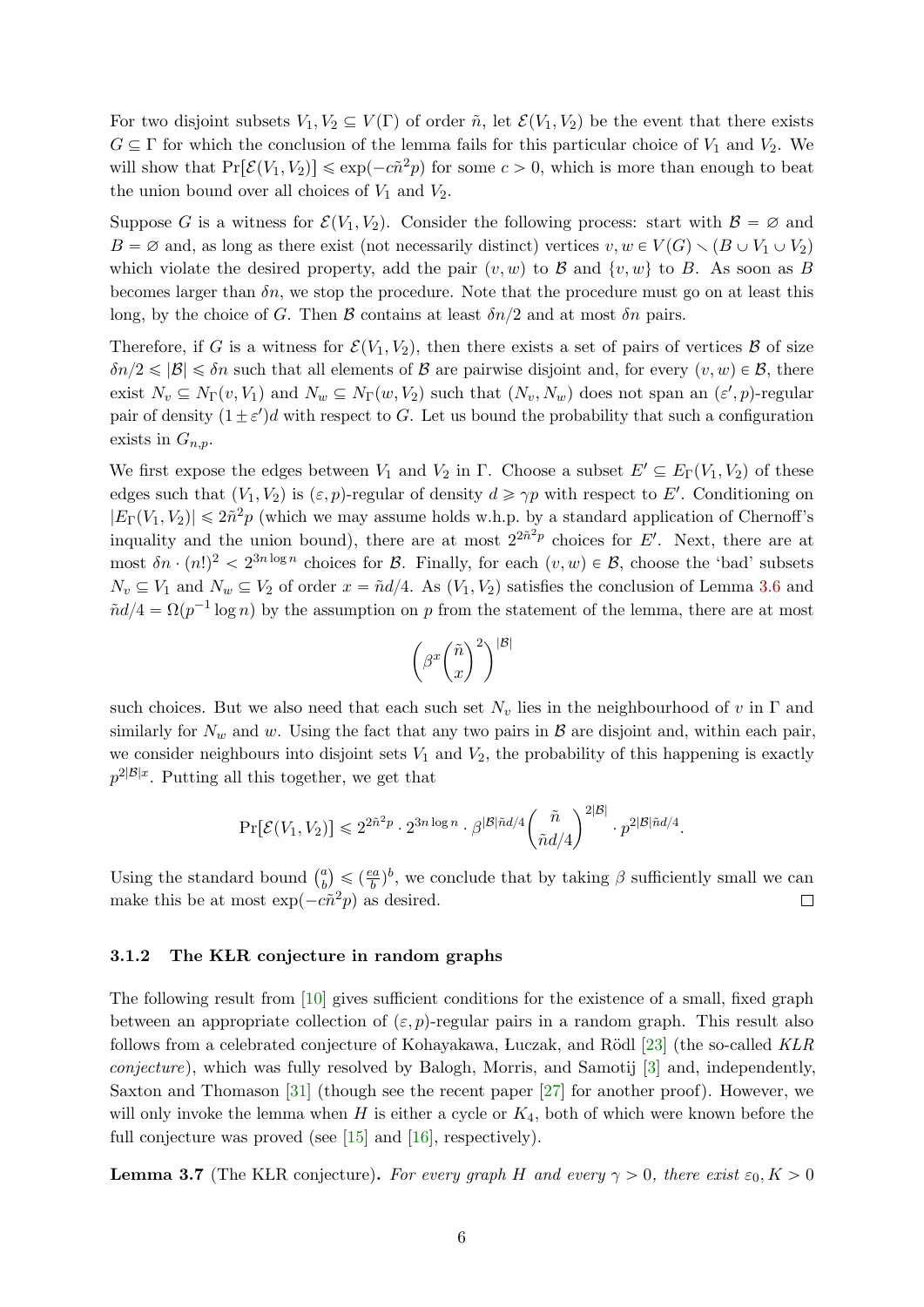For two disjoint subsets $V_1, V_2 \subseteq V(\Gamma)$ of order $\tilde{n}$, let $\mathcal{E}(V_1, V_2)$ be the event that there exists $G \subseteq \Gamma$ for which the conclusion of the lemma fails for this particular choice of $V_1$ and $V_2$. We will show that $\Pr[\mathcal{E}(V_1, V_2)] \leqslant \exp(-c\tilde{n}^2 p)$ for some $c > 0$, which is more than enough to beat the union bound over all choices of $V_1$ and $V_2$.

Suppose $G$ is a witness for $\mathcal{E}(V_1, V_2)$. Consider the following process: start with $\mathcal{B} = \varnothing$ and $B = \varnothing$ and, as long as there exist (not necessarily distinct) vertices $v, w \in V(G) \smallsetminus (B \cup V_1 \cup V_2)$ which violate the desired property, add the pair $(v, w)$ to $\mathcal{B}$ and $\{v, w\}$ to $B$. As soon as $B$ becomes larger than $\delta n$, we stop the procedure. Note that the procedure must go on at least this long, by the choice of $G$. Then $\mathcal{B}$ contains at least $\delta n/2$ and at most $\delta n$ pairs.

Therefore, if $G$ is a witness for $\mathcal{E}(V_1, V_2)$, then there exists a set of pairs of vertices $\mathcal{B}$ of size $\delta n/2 \leqslant |\mathcal{B}| \leqslant \delta n$ such that all elements of $\mathcal{B}$ are pairwise disjoint and, for every $(v, w) \in \mathcal{B}$, there exist $N_v \subseteq N_\Gamma(v, V_1)$ and $N_w \subseteq N_\Gamma(w, V_2)$ such that $(N_v, N_w)$ does not span an $(\varepsilon', p)$-regular pair of density $(1 \pm \varepsilon')d$ with respect to $G$. Let us bound the probability that such a configuration exists in $G_{n,p}$.

We first expose the edges between $V_1$ and $V_2$ in $\Gamma$. Choose a subset $E' \subseteq E_\Gamma(V_1, V_2)$ of these edges such that $(V_1, V_2)$ is $(\varepsilon, p)$-regular of density $d \geqslant \gamma p$ with respect to $E'$. Conditioning on $|E_\Gamma(V_1, V_2)| \leqslant 2\tilde{n}^2 p$ (which we may assume holds w.h.p. by a standard application of Chernoff's inequality and the union bound), there are at most $2^{2\tilde{n}^2 p}$ choices for $E'$. Next, there are at most $\delta n \cdot (n!)^2 < 2^{3n \log n}$ choices for $\mathcal{B}$. Finally, for each $(v, w) \in \mathcal{B}$, choose the 'bad' subsets $N_v \subseteq V_1$ and $N_w \subseteq V_2$ of order $x = \tilde{n}d/4$. As $(V_1, V_2)$ satisfies the conclusion of Lemma 3.6 and $\tilde{n}d/4 = \Omega(p^{-1} \log n)$ by the assumption on $p$ from the statement of the lemma, there are at most

$$\left(\beta^x \binom{\tilde{n}}{x}^2\right)^{|\mathcal{B}|}$$

such choices. But we also need that each such set $N_v$ lies in the neighbourhood of $v$ in $\Gamma$ and similarly for $N_w$ and $w$. Using the fact that any two pairs in $\mathcal{B}$ are disjoint and, within each pair, we consider neighbours into disjoint sets $V_1$ and $V_2$, the probability of this happening is exactly $p^{2|\mathcal{B}|x}$. Putting all this together, we get that

$$\Pr[\mathcal{E}(V_1, V_2)] \leqslant 2^{2\tilde{n}^2 p} \cdot 2^{3n \log n} \cdot \beta^{|\mathcal{B}|\tilde{n}d/4} \binom{\tilde{n}}{\tilde{n}d/4}^{2|\mathcal{B}|} \cdot p^{2|\mathcal{B}|\tilde{n}d/4}.$$

Using the standard bound $\binom{a}{b} \leqslant (\frac{ea}{b})^b$, we conclude that by taking $\beta$ sufficiently small we can make this be at most $\exp(-c\tilde{n}^2 p)$ as desired. □

### 3.1.2 The KŁR conjecture in random graphs

The following result from [10] gives sufficient conditions for the existence of a small, fixed graph between an appropriate collection of $(\varepsilon, p)$-regular pairs in a random graph. This result also follows from a celebrated conjecture of Kohayakawa, Łuczak, and Rödl [23] (the so-called *KŁR conjecture*), which was fully resolved by Balogh, Morris, and Samotij [3] and, independently, Saxton and Thomason [31] (though see the recent paper [27] for another proof). However, we will only invoke the lemma when $H$ is either a cycle or $K_4$, both of which were known before the full conjecture was proved (see [15] and [16], respectively).

**Lemma 3.7** (The KŁR conjecture)**.** *For every graph $H$ and every $\gamma > 0$, there exist $\varepsilon_0, K > 0$*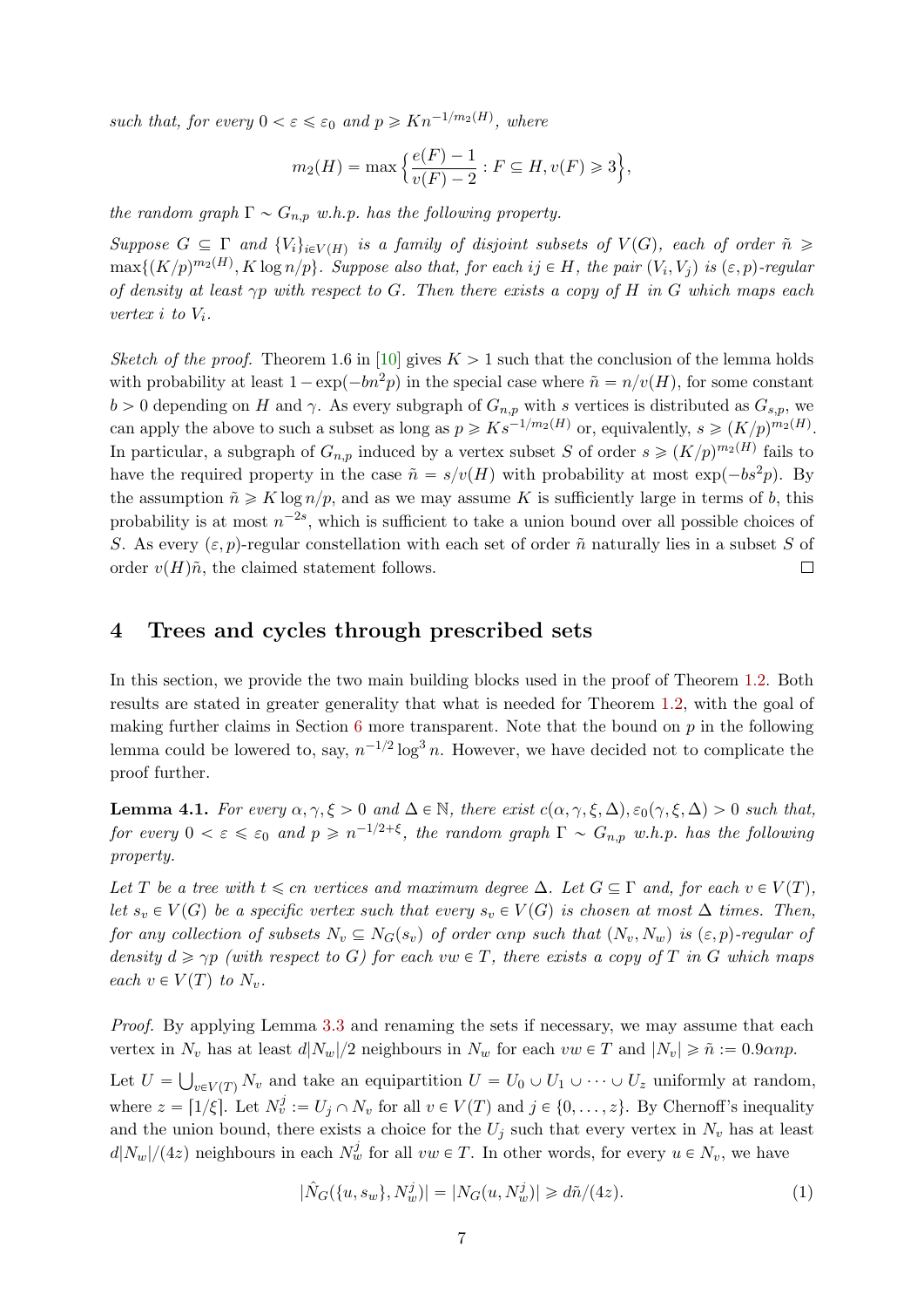*such that, for every $0 < \varepsilon \leqslant \varepsilon_0$ and $p \geqslant Kn^{-1/m_2(H)}$, where*

$$m_2(H) = \max\Big\{\frac{e(F)-1}{v(F)-2} : F \subseteq H, v(F) \geqslant 3\Big\},$$

*the random graph $\Gamma \sim G_{n,p}$ w.h.p. has the following property.*

*Suppose $G \subseteq \Gamma$ and $\{V_i\}_{i\in V(H)}$ is a family of disjoint subsets of $V(G)$, each of order $\tilde{n} \geqslant \max\{(K/p)^{m_2(H)}, K\log n/p\}$. Suppose also that, for each $ij \in H$, the pair $(V_i, V_j)$ is $(\varepsilon, p)$-regular of density at least $\gamma p$ with respect to $G$. Then there exists a copy of $H$ in $G$ which maps each vertex $i$ to $V_i$.*

*Sketch of the proof.* Theorem 1.6 in [10] gives $K > 1$ such that the conclusion of the lemma holds with probability at least $1 - \exp(-bn^2p)$ in the special case where $\tilde{n} = n/v(H)$, for some constant $b > 0$ depending on $H$ and $\gamma$. As every subgraph of $G_{n,p}$ with $s$ vertices is distributed as $G_{s,p}$, we can apply the above to such a subset as long as $p \geqslant Ks^{-1/m_2(H)}$ or, equivalently, $s \geqslant (K/p)^{m_2(H)}$. In particular, a subgraph of $G_{n,p}$ induced by a vertex subset $S$ of order $s \geqslant (K/p)^{m_2(H)}$ fails to have the required property in the case $\tilde{n} = s/v(H)$ with probability at most $\exp(-bs^2p)$. By the assumption $\tilde{n} \geqslant K\log n/p$, and as we may assume $K$ is sufficiently large in terms of $b$, this probability is at most $n^{-2s}$, which is sufficient to take a union bound over all possible choices of $S$. As every $(\varepsilon, p)$-regular constellation with each set of order $\tilde{n}$ naturally lies in a subset $S$ of order $v(H)\tilde{n}$, the claimed statement follows. □

## 4 Trees and cycles through prescribed sets

In this section, we provide the two main building blocks used in the proof of Theorem 1.2. Both results are stated in greater generality that what is needed for Theorem 1.2, with the goal of making further claims in Section 6 more transparent. Note that the bound on $p$ in the following lemma could be lowered to, say, $n^{-1/2}\log^3 n$. However, we have decided not to complicate the proof further.

**Lemma 4.1.** *For every $\alpha, \gamma, \xi > 0$ and $\Delta \in \mathbb{N}$, there exist $c(\alpha, \gamma, \xi, \Delta), \varepsilon_0(\gamma, \xi, \Delta) > 0$ such that, for every $0 < \varepsilon \leqslant \varepsilon_0$ and $p \geqslant n^{-1/2+\xi}$, the random graph $\Gamma \sim G_{n,p}$ w.h.p. has the following property.*

*Let $T$ be a tree with $t \leqslant cn$ vertices and maximum degree $\Delta$. Let $G \subseteq \Gamma$ and, for each $v \in V(T)$, let $s_v \in V(G)$ be a specific vertex such that every $s_v \in V(G)$ is chosen at most $\Delta$ times. Then, for any collection of subsets $N_v \subseteq N_G(s_v)$ of order $\alpha np$ such that $(N_v, N_w)$ is $(\varepsilon, p)$-regular of density $d \geqslant \gamma p$ (with respect to $G$) for each $vw \in T$, there exists a copy of $T$ in $G$ which maps each $v \in V(T)$ to $N_v$.*

*Proof.* By applying Lemma 3.3 and renaming the sets if necessary, we may assume that each vertex in $N_v$ has at least $d|N_w|/2$ neighbours in $N_w$ for each $vw \in T$ and $|N_v| \geqslant \tilde{n} := 0.9\alpha np$.

Let $U = \bigcup_{v\in V(T)} N_v$ and take an equipartition $U = U_0 \cup U_1 \cup \cdots \cup U_z$ uniformly at random, where $z = \lceil 1/\xi \rceil$. Let $N_v^j := U_j \cap N_v$ for all $v \in V(T)$ and $j \in \{0, \ldots, z\}$. By Chernoff's inequality and the union bound, there exists a choice for the $U_j$ such that every vertex in $N_v$ has at least $d|N_w|/(4z)$ neighbours in each $N_w^j$ for all $vw \in T$. In other words, for every $u \in N_v$, we have

$$|\hat{N}_G(\{u, s_w\}, N_w^j)| = |N_G(u, N_w^j)| \geqslant d\tilde{n}/(4z). \tag{1}$$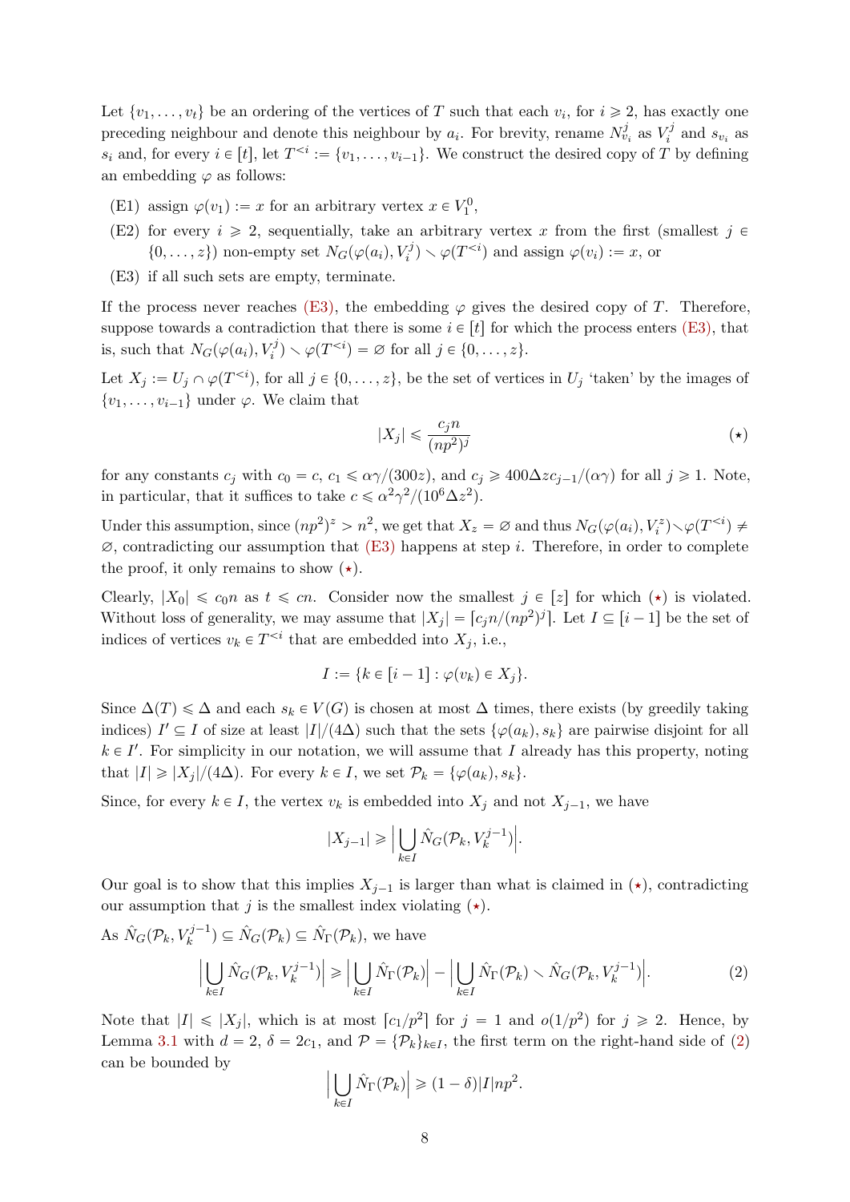Let $\{v_1, \ldots, v_t\}$ be an ordering of the vertices of $T$ such that each $v_i$, for $i \geqslant 2$, has exactly one preceding neighbour and denote this neighbour by $a_i$. For brevity, rename $N^j_{v_i}$ as $V^j_i$ and $s_{v_i}$ as $s_i$ and, for every $i \in [t]$, let $T^{<i} := \{v_1, \ldots, v_{i-1}\}$. We construct the desired copy of $T$ by defining an embedding $\varphi$ as follows:

- (E1) assign $\varphi(v_1) := x$ for an arbitrary vertex $x \in V^0_1$,
- (E2) for every $i \geqslant 2$, sequentially, take an arbitrary vertex $x$ from the first (smallest $j \in \{0, \ldots, z\}$) non-empty set $N_G(\varphi(a_i), V^j_i) \smallsetminus \varphi(T^{<i})$ and assign $\varphi(v_i) := x$, or
- (E3) if all such sets are empty, terminate.

If the process never reaches (E3), the embedding $\varphi$ gives the desired copy of $T$. Therefore, suppose towards a contradiction that there is some $i \in [t]$ for which the process enters (E3), that is, such that $N_G(\varphi(a_i), V^j_i) \smallsetminus \varphi(T^{<i}) = \varnothing$ for all $j \in \{0, \ldots, z\}$.

Let $X_j := U_j \cap \varphi(T^{<i})$, for all $j \in \{0, \ldots, z\}$, be the set of vertices in $U_j$ 'taken' by the images of $\{v_1, \ldots, v_{i-1}\}$ under $\varphi$. We claim that

$$|X_j| \leqslant \frac{c_j n}{(np^2)^j} \tag{$\star$}$$

for any constants $c_j$ with $c_0 = c$, $c_1 \leqslant \alpha\gamma/(300z)$, and $c_j \geqslant 400\Delta z c_{j-1}/(\alpha\gamma)$ for all $j \geqslant 1$. Note, in particular, that it suffices to take $c \leqslant \alpha^2\gamma^2/(10^6\Delta z^2)$.

Under this assumption, since $(np^2)^z > n^2$, we get that $X_z = \varnothing$ and thus $N_G(\varphi(a_i), V^z_i) \smallsetminus \varphi(T^{<i}) \neq \varnothing$, contradicting our assumption that (E3) happens at step $i$. Therefore, in order to complete the proof, it only remains to show ($\star$).

Clearly, $|X_0| \leqslant c_0 n$ as $t \leqslant cn$. Consider now the smallest $j \in [z]$ for which ($\star$) is violated. Without loss of generality, we may assume that $|X_j| = \lceil c_j n/(np^2)^j \rceil$. Let $I \subseteq [i-1]$ be the set of indices of vertices $v_k \in T^{<i}$ that are embedded into $X_j$, i.e.,

$$I := \{k \in [i-1] : \varphi(v_k) \in X_j\}.$$

Since $\Delta(T) \leqslant \Delta$ and each $s_k \in V(G)$ is chosen at most $\Delta$ times, there exists (by greedily taking indices) $I' \subseteq I$ of size at least $|I|/(4\Delta)$ such that the sets $\{\varphi(a_k), s_k\}$ are pairwise disjoint for all $k \in I'$. For simplicity in our notation, we will assume that $I$ already has this property, noting that $|I| \geqslant |X_j|/(4\Delta)$. For every $k \in I$, we set $\mathcal{P}_k = \{\varphi(a_k), s_k\}$.

Since, for every $k \in I$, the vertex $v_k$ is embedded into $X_j$ and not $X_{j-1}$, we have

$$|X_{j-1}| \geqslant \Big| \bigcup_{k \in I} \hat{N}_G(\mathcal{P}_k, V^{j-1}_k) \Big|.$$

Our goal is to show that this implies $X_{j-1}$ is larger than what is claimed in ($\star$), contradicting our assumption that $j$ is the smallest index violating ($\star$).

As $\hat{N}_G(\mathcal{P}_k, V^{j-1}_k) \subseteq \hat{N}_G(\mathcal{P}_k) \subseteq \hat{N}_\Gamma(\mathcal{P}_k)$, we have

$$\Big| \bigcup_{k \in I} \hat{N}_G(\mathcal{P}_k, V^{j-1}_k) \Big| \geqslant \Big| \bigcup_{k \in I} \hat{N}_\Gamma(\mathcal{P}_k) \Big| - \Big| \bigcup_{k \in I} \hat{N}_\Gamma(\mathcal{P}_k) \smallsetminus \hat{N}_G(\mathcal{P}_k, V^{j-1}_k) \Big|. \tag{2}$$

Note that $|I| \leqslant |X_j|$, which is at most $\lceil c_1/p^2 \rceil$ for $j = 1$ and $o(1/p^2)$ for $j \geqslant 2$. Hence, by Lemma 3.1 with $d = 2$, $\delta = 2c_1$, and $\mathcal{P} = \{\mathcal{P}_k\}_{k \in I}$, the first term on the right-hand side of (2) can be bounded by

$$\Big| \bigcup_{k \in I} \hat{N}_\Gamma(\mathcal{P}_k) \Big| \geqslant (1 - \delta)|I|np^2.$$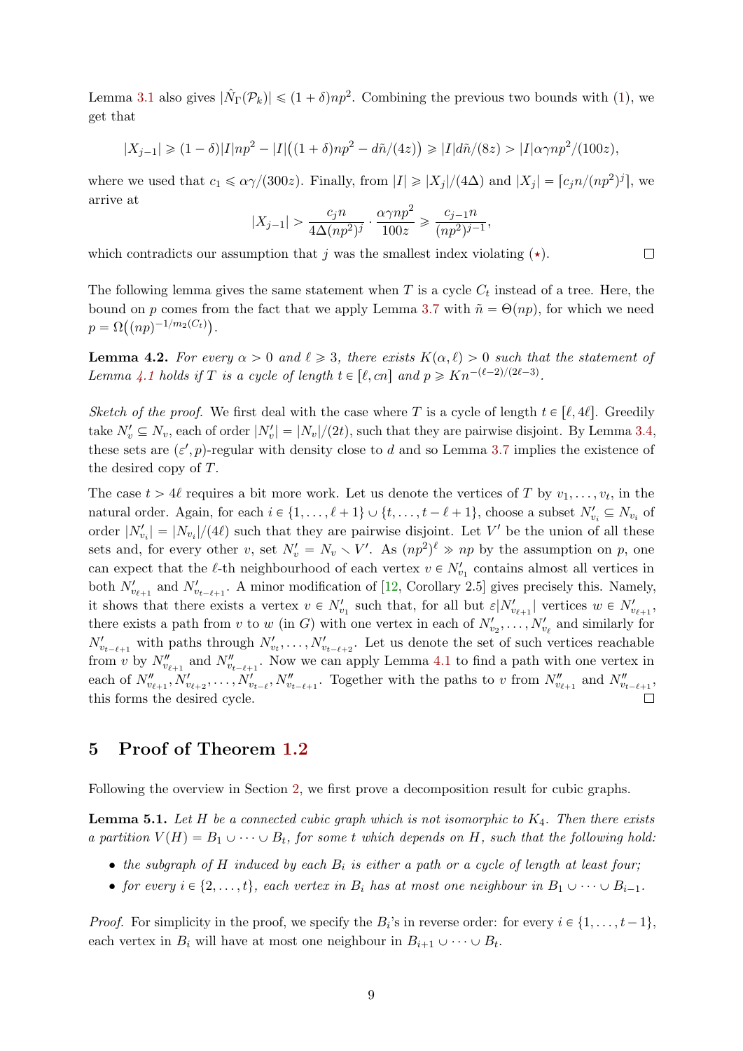Lemma 3.1 also gives $|\hat{N}_\Gamma(\mathcal{P}_k)| \leqslant (1+\delta)np^2$. Combining the previous two bounds with (1), we get that

$$|X_{j-1}| \geqslant (1-\delta)|I|np^2 - |I|\big((1+\delta)np^2 - d\tilde{n}/(4z)\big) \geqslant |I|d\tilde{n}/(8z) > |I|\alpha\gamma np^2/(100z),$$

where we used that $c_1 \leqslant \alpha\gamma/(300z)$. Finally, from $|I| \geqslant |X_j|/(4\Delta)$ and $|X_j| = \lceil c_j n/(np^2)^j \rceil$, we arrive at

$$|X_{j-1}| > \frac{c_j n}{4\Delta(np^2)^j} \cdot \frac{\alpha\gamma np^2}{100z} \geqslant \frac{c_{j-1}n}{(np^2)^{j-1}},$$

which contradicts our assumption that $j$ was the smallest index violating ($\star$). □

The following lemma gives the same statement when $T$ is a cycle $C_t$ instead of a tree. Here, the bound on $p$ comes from the fact that we apply Lemma 3.7 with $\tilde{n} = \Theta(np)$, for which we need $p = \Omega\big((np)^{-1/m_2(C_t)}\big)$.

**Lemma 4.2.** *For every $\alpha > 0$ and $\ell \geqslant 3$, there exists $K(\alpha, \ell) > 0$ such that the statement of Lemma 4.1 holds if $T$ is a cycle of length $t \in [\ell, cn]$ and $p \geqslant Kn^{-(\ell-2)/(2\ell-3)}$.*

*Sketch of the proof.* We first deal with the case where $T$ is a cycle of length $t \in [\ell, 4\ell]$. Greedily take $N'_v \subseteq N_v$, each of order $|N'_v| = |N_v|/(2t)$, such that they are pairwise disjoint. By Lemma 3.4, these sets are $(\varepsilon', p)$-regular with density close to $d$ and so Lemma 3.7 implies the existence of the desired copy of $T$.

The case $t > 4\ell$ requires a bit more work. Let us denote the vertices of $T$ by $v_1, \dots, v_t$, in the natural order. Again, for each $i \in \{1, \dots, \ell+1\} \cup \{t, \dots, t-\ell+1\}$, choose a subset $N'_{v_i} \subseteq N_{v_i}$ of order $|N'_{v_i}| = |N_{v_i}|/(4\ell)$ such that they are pairwise disjoint. Let $V'$ be the union of all these sets and, for every other $v$, set $N'_v = N_v \smallsetminus V'$. As $(np^2)^\ell \gg np$ by the assumption on $p$, one can expect that the $\ell$-th neighbourhood of each vertex $v \in N'_{v_1}$ contains almost all vertices in both $N'_{v_{\ell+1}}$ and $N'_{v_{t-\ell+1}}$. A minor modification of [12, Corollary 2.5] gives precisely this. Namely, it shows that there exists a vertex $v \in N'_{v_1}$ such that, for all but $\varepsilon|N'_{v_{\ell+1}}|$ vertices $w \in N'_{v_{\ell+1}}$, there exists a path from $v$ to $w$ (in $G$) with one vertex in each of $N'_{v_2}, \dots, N'_{v_\ell}$ and similarly for $N'_{v_{t-\ell+1}}$ with paths through $N'_{v_t}, \dots, N'_{v_{t-\ell+2}}$. Let us denote the set of such vertices reachable from $v$ by $N''_{v_{\ell+1}}$ and $N''_{v_{t-\ell+1}}$. Now we can apply Lemma 4.1 to find a path with one vertex in each of $N''_{v_{\ell+1}}, N'_{v_{\ell+2}}, \dots, N'_{v_{t-\ell}}, N''_{v_{t-\ell+1}}$. Together with the paths to $v$ from $N''_{v_{\ell+1}}$ and $N''_{v_{t-\ell+1}}$, this forms the desired cycle. □

## 5 Proof of Theorem 1.2

Following the overview in Section 2, we first prove a decomposition result for cubic graphs.

**Lemma 5.1.** *Let $H$ be a connected cubic graph which is not isomorphic to $K_4$. Then there exists a partition $V(H) = B_1 \cup \dots \cup B_t$, for some $t$ which depends on $H$, such that the following hold:*

- *the subgraph of $H$ induced by each $B_i$ is either a path or a cycle of length at least four;*
- *for every $i \in \{2, \dots, t\}$, each vertex in $B_i$ has at most one neighbour in $B_1 \cup \dots \cup B_{i-1}$.*

*Proof.* For simplicity in the proof, we specify the $B_i$'s in reverse order: for every $i \in \{1, \dots, t-1\}$, each vertex in $B_i$ will have at most one neighbour in $B_{i+1} \cup \dots \cup B_t$.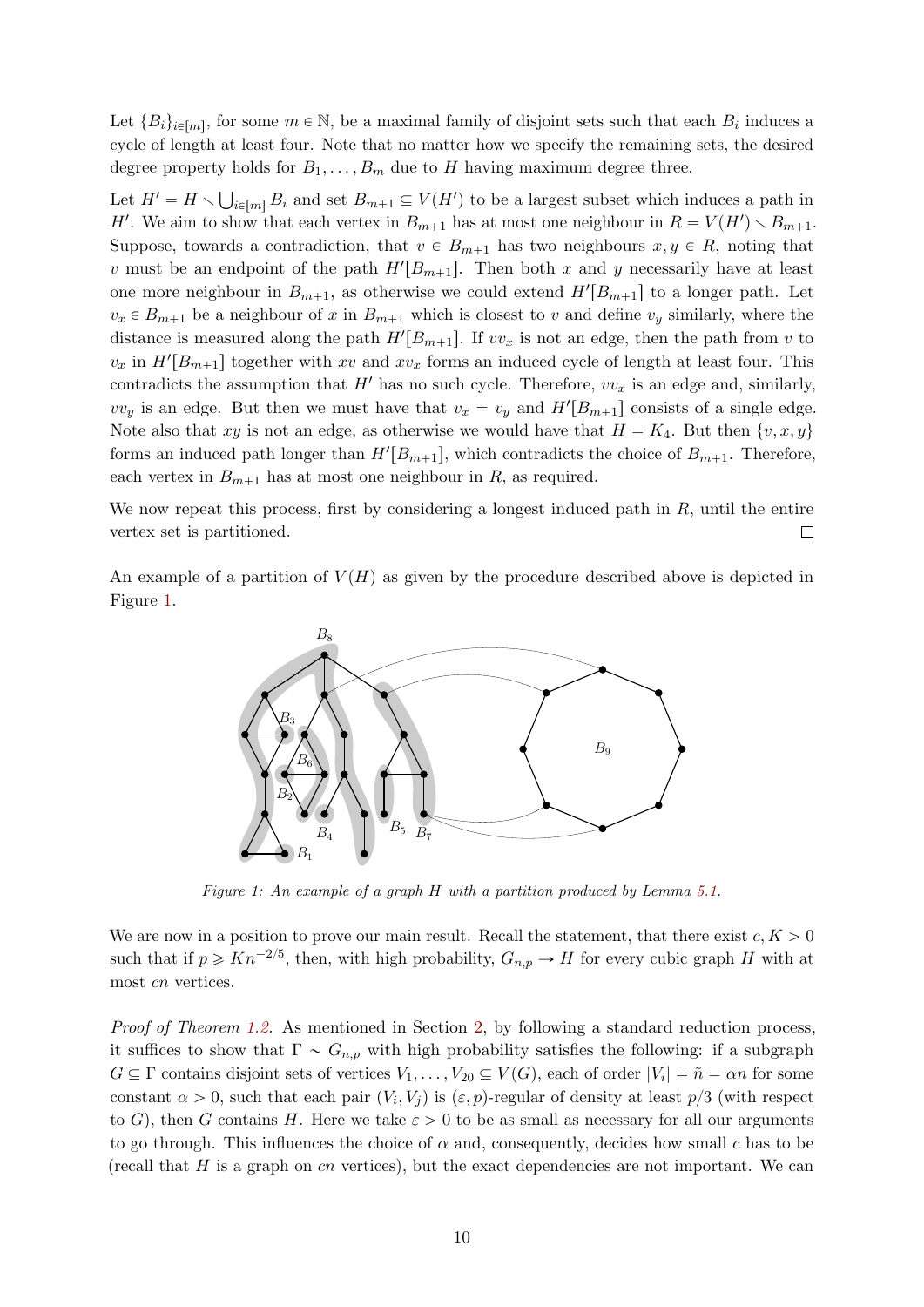Let $\{B_i\}_{i\in[m]}$, for some $m \in \mathbb{N}$, be a maximal family of disjoint sets such that each $B_i$ induces a cycle of length at least four. Note that no matter how we specify the remaining sets, the desired degree property holds for $B_1, \dots, B_m$ due to $H$ having maximum degree three.

Let $H' = H \setminus \bigcup_{i\in[m]} B_i$ and set $B_{m+1} \subseteq V(H')$ to be a largest subset which induces a path in $H'$. We aim to show that each vertex in $B_{m+1}$ has at most one neighbour in $R = V(H') \setminus B_{m+1}$. Suppose, towards a contradiction, that $v \in B_{m+1}$ has two neighbours $x, y \in R$, noting that $v$ must be an endpoint of the path $H'[B_{m+1}]$. Then both $x$ and $y$ necessarily have at least one more neighbour in $B_{m+1}$, as otherwise we could extend $H'[B_{m+1}]$ to a longer path. Let $v_x \in B_{m+1}$ be a neighbour of $x$ in $B_{m+1}$ which is closest to $v$ and define $v_y$ similarly, where the distance is measured along the path $H'[B_{m+1}]$. If $vv_x$ is not an edge, then the path from $v$ to $v_x$ in $H'[B_{m+1}]$ together with $xv$ and $xv_x$ forms an induced cycle of length at least four. This contradicts the assumption that $H'$ has no such cycle. Therefore, $vv_x$ is an edge and, similarly, $vv_y$ is an edge. But then we must have that $v_x = v_y$ and $H'[B_{m+1}]$ consists of a single edge. Note also that $xy$ is not an edge, as otherwise we would have that $H = K_4$. But then $\{v, x, y\}$ forms an induced path longer than $H'[B_{m+1}]$, which contradicts the choice of $B_{m+1}$. Therefore, each vertex in $B_{m+1}$ has at most one neighbour in $R$, as required.

We now repeat this process, first by considering a longest induced path in $R$, until the entire vertex set is partitioned. $\square$

An example of a partition of $V(H)$ as given by the procedure described above is depicted in Figure 1.

*Figure 1: An example of a graph $H$ with a partition produced by Lemma 5.1.*

We are now in a position to prove our main result. Recall the statement, that there exist $c, K > 0$ such that if $p \geqslant Kn^{-2/5}$, then, with high probability, $G_{n,p} \to H$ for every cubic graph $H$ with at most $cn$ vertices.

*Proof of Theorem 1.2.* As mentioned in Section 2, by following a standard reduction process, it suffices to show that $\Gamma \sim G_{n,p}$ with high probability satisfies the following: if a subgraph $G \subseteq \Gamma$ contains disjoint sets of vertices $V_1, \dots, V_{20} \subseteq V(G)$, each of order $|V_i| = \tilde{n} = \alpha n$ for some constant $\alpha > 0$, such that each pair $(V_i, V_j)$ is $(\varepsilon, p)$-regular of density at least $p/3$ (with respect to $G$), then $G$ contains $H$. Here we take $\varepsilon > 0$ to be as small as necessary for all our arguments to go through. This influences the choice of $\alpha$ and, consequently, decides how small $c$ has to be (recall that $H$ is a graph on $cn$ vertices), but the exact dependencies are not important. We can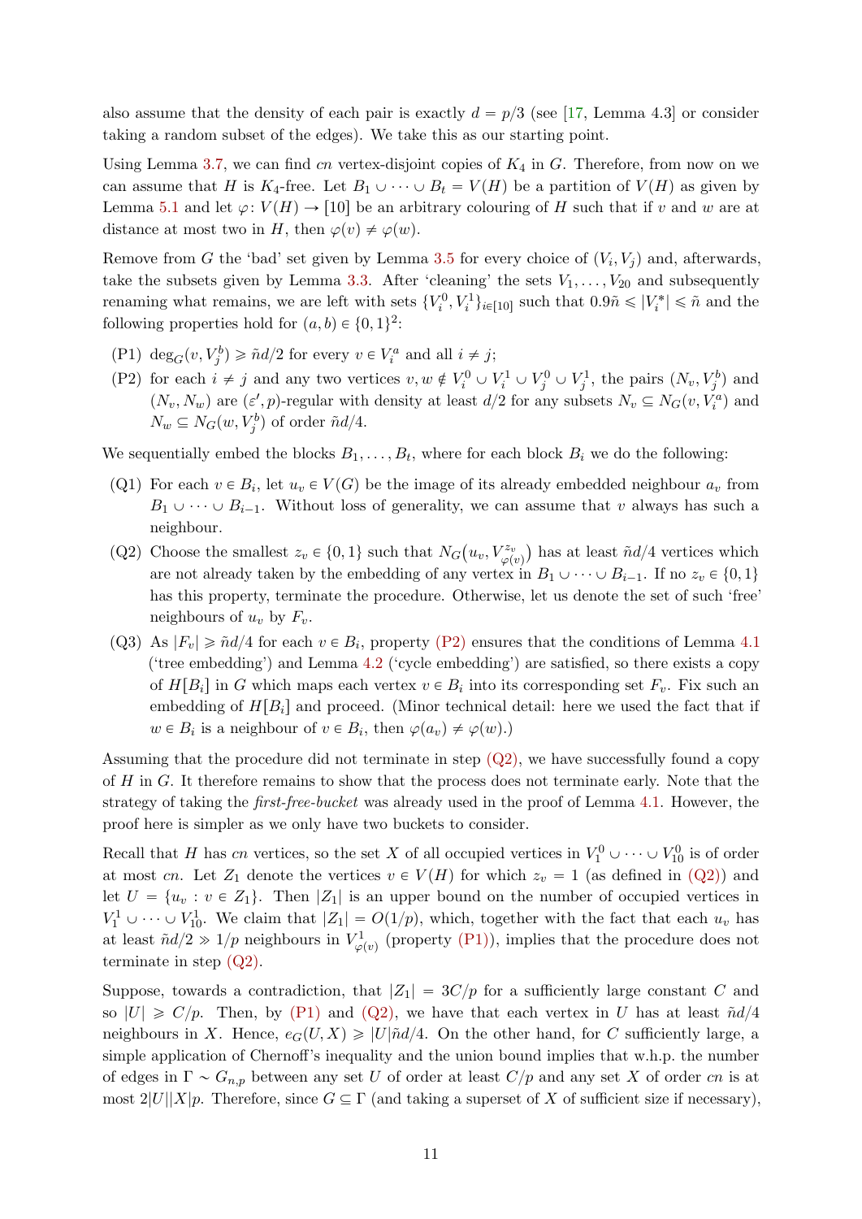also assume that the density of each pair is exactly $d = p/3$ (see [17, Lemma 4.3] or consider taking a random subset of the edges). We take this as our starting point.

Using Lemma 3.7, we can find $cn$ vertex-disjoint copies of $K_4$ in $G$. Therefore, from now on we can assume that $H$ is $K_4$-free. Let $B_1 \cup \dots \cup B_t = V(H)$ be a partition of $V(H)$ as given by Lemma 5.1 and let $\varphi\colon V(H) \to [10]$ be an arbitrary colouring of $H$ such that if $v$ and $w$ are at distance at most two in $H$, then $\varphi(v) \neq \varphi(w)$.

Remove from $G$ the 'bad' set given by Lemma 3.5 for every choice of $(V_i, V_j)$ and, afterwards, take the subsets given by Lemma 3.3. After 'cleaning' the sets $V_1, \dots, V_{20}$ and subsequently renaming what remains, we are left with sets $\{V_i^0, V_i^1\}_{i \in [10]}$ such that $0.9\tilde{n} \leqslant |V_i^*| \leqslant \tilde{n}$ and the following properties hold for $(a, b) \in \{0,1\}^2$:

- (P1) $\deg_G(v, V_j^b) \geqslant \tilde{n}d/2$ for every $v \in V_i^a$ and all $i \neq j$;
- (P2) for each $i \neq j$ and any two vertices $v, w \notin V_i^0 \cup V_i^1 \cup V_j^0 \cup V_j^1$, the pairs $(N_v, V_j^b)$ and $(N_v, N_w)$ are $(\varepsilon', p)$-regular with density at least $d/2$ for any subsets $N_v \subseteq N_G(v, V_i^a)$ and $N_w \subseteq N_G(w, V_j^b)$ of order $\tilde{n}d/4$.

We sequentially embed the blocks $B_1, \dots, B_t$, where for each block $B_i$ we do the following:

- (Q1) For each $v \in B_i$, let $u_v \in V(G)$ be the image of its already embedded neighbour $a_v$ from $B_1 \cup \dots \cup B_{i-1}$. Without loss of generality, we can assume that $v$ always has such a neighbour.
- (Q2) Choose the smallest $z_v \in \{0,1\}$ such that $N_G\big(u_v, V_{\varphi(v)}^{z_v}\big)$ has at least $\tilde{n}d/4$ vertices which are not already taken by the embedding of any vertex in $B_1 \cup \dots \cup B_{i-1}$. If no $z_v \in \{0,1\}$ has this property, terminate the procedure. Otherwise, let us denote the set of such 'free' neighbours of $u_v$ by $F_v$.
- (Q3) As $|F_v| \geqslant \tilde{n}d/4$ for each $v \in B_i$, property (P2) ensures that the conditions of Lemma 4.1 ('tree embedding') and Lemma 4.2 ('cycle embedding') are satisfied, so there exists a copy of $H[B_i]$ in $G$ which maps each vertex $v \in B_i$ into its corresponding set $F_v$. Fix such an embedding of $H[B_i]$ and proceed. (Minor technical detail: here we used the fact that if $w \in B_i$ is a neighbour of $v \in B_i$, then $\varphi(a_v) \neq \varphi(w)$.)

Assuming that the procedure did not terminate in step (Q2), we have successfully found a copy of $H$ in $G$. It therefore remains to show that the process does not terminate early. Note that the strategy of taking the *first-free-bucket* was already used in the proof of Lemma 4.1. However, the proof here is simpler as we only have two buckets to consider.

Recall that $H$ has $cn$ vertices, so the set $X$ of all occupied vertices in $V_1^0 \cup \dots \cup V_{10}^0$ is of order at most $cn$. Let $Z_1$ denote the vertices $v \in V(H)$ for which $z_v = 1$ (as defined in (Q2)) and let $U = \{u_v : v \in Z_1\}$. Then $|Z_1|$ is an upper bound on the number of occupied vertices in $V_1^1 \cup \dots \cup V_{10}^1$. We claim that $|Z_1| = O(1/p)$, which, together with the fact that each $u_v$ has at least $\tilde{n}d/2 \gg 1/p$ neighbours in $V_{\varphi(v)}^1$ (property (P1)), implies that the procedure does not terminate in step (Q2).

Suppose, towards a contradiction, that $|Z_1| = 3C/p$ for a sufficiently large constant $C$ and so $|U| \geqslant C/p$. Then, by (P1) and (Q2), we have that each vertex in $U$ has at least $\tilde{n}d/4$ neighbours in $X$. Hence, $e_G(U, X) \geqslant |U|\tilde{n}d/4$. On the other hand, for $C$ sufficiently large, a simple application of Chernoff's inequality and the union bound implies that w.h.p. the number of edges in $\Gamma \sim G_{n,p}$ between any set $U$ of order at least $C/p$ and any set $X$ of order $cn$ is at most $2|U||X|p$. Therefore, since $G \subseteq \Gamma$ (and taking a superset of $X$ of sufficient size if necessary),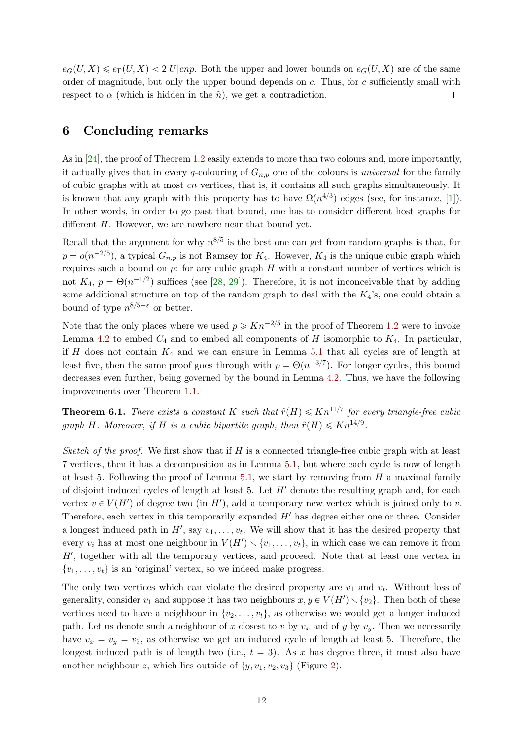$e_G(U, X) \leqslant e_\Gamma(U, X) < 2|U|cnp$. Both the upper and lower bounds on $e_G(U, X)$ are of the same order of magnitude, but only the upper bound depends on $c$. Thus, for $c$ sufficiently small with respect to $\alpha$ (which is hidden in the $\tilde{n}$), we get a contradiction. □

## 6 Concluding remarks

As in [24], the proof of Theorem 1.2 easily extends to more than two colours and, more importantly, it actually gives that in every $q$-colouring of $G_{n,p}$ one of the colours is *universal* for the family of cubic graphs with at most $cn$ vertices, that is, it contains all such graphs simultaneously. It is known that any graph with this property has to have $\Omega(n^{4/3})$ edges (see, for instance, [1]). In other words, in order to go past that bound, one has to consider different host graphs for different $H$. However, we are nowhere near that bound yet.

Recall that the argument for why $n^{8/5}$ is the best one can get from random graphs is that, for $p = o(n^{-2/5})$, a typical $G_{n,p}$ is not Ramsey for $K_4$. However, $K_4$ is the unique cubic graph which requires such a bound on $p$: for any cubic graph $H$ with a constant number of vertices which is not $K_4$, $p = \Theta(n^{-1/2})$ suffices (see [28, 29]). Therefore, it is not inconceivable that by adding some additional structure on top of the random graph to deal with the $K_4$'s, one could obtain a bound of type $n^{8/5-\varepsilon}$ or better.

Note that the only places where we used $p \geqslant Kn^{-2/5}$ in the proof of Theorem 1.2 were to invoke Lemma 4.2 to embed $C_4$ and to embed all components of $H$ isomorphic to $K_4$. In particular, if $H$ does not contain $K_4$ and we can ensure in Lemma 5.1 that all cycles are of length at least five, then the same proof goes through with $p = \Theta(n^{-3/7})$. For longer cycles, this bound decreases even further, being governed by the bound in Lemma 4.2. Thus, we have the following improvements over Theorem 1.1.

**Theorem 6.1.** *There exists a constant $K$ such that $\hat{r}(H) \leqslant Kn^{11/7}$ for every triangle-free cubic graph $H$. Moreover, if $H$ is a cubic bipartite graph, then $\hat{r}(H) \leqslant Kn^{14/9}$.*

*Sketch of the proof.* We first show that if $H$ is a connected triangle-free cubic graph with at least 7 vertices, then it has a decomposition as in Lemma 5.1, but where each cycle is now of length at least 5. Following the proof of Lemma 5.1, we start by removing from $H$ a maximal family of disjoint induced cycles of length at least 5. Let $H'$ denote the resulting graph and, for each vertex $v \in V(H')$ of degree two (in $H'$), add a temporary new vertex which is joined only to $v$. Therefore, each vertex in this temporarily expanded $H'$ has degree either one or three. Consider a longest induced path in $H'$, say $v_1, \dots, v_t$. We will show that it has the desired property that every $v_i$ has at most one neighbour in $V(H') \smallsetminus \{v_1, \dots, v_t\}$, in which case we can remove it from $H'$, together with all the temporary vertices, and proceed. Note that at least one vertex in $\{v_1, \dots, v_t\}$ is an 'original' vertex, so we indeed make progress.

The only two vertices which can violate the desired property are $v_1$ and $v_t$. Without loss of generality, consider $v_1$ and suppose it has two neighbours $x, y \in V(H') \smallsetminus \{v_2\}$. Then both of these vertices need to have a neighbour in $\{v_2, \dots, v_t\}$, as otherwise we would get a longer induced path. Let us denote such a neighbour of $x$ closest to $v$ by $v_x$ and of $y$ by $v_y$. Then we necessarily have $v_x = v_y = v_3$, as otherwise we get an induced cycle of length at least 5. Therefore, the longest induced path is of length two (i.e., $t = 3$). As $x$ has degree three, it must also have another neighbour $z$, which lies outside of $\{y, v_1, v_2, v_3\}$ (Figure 2).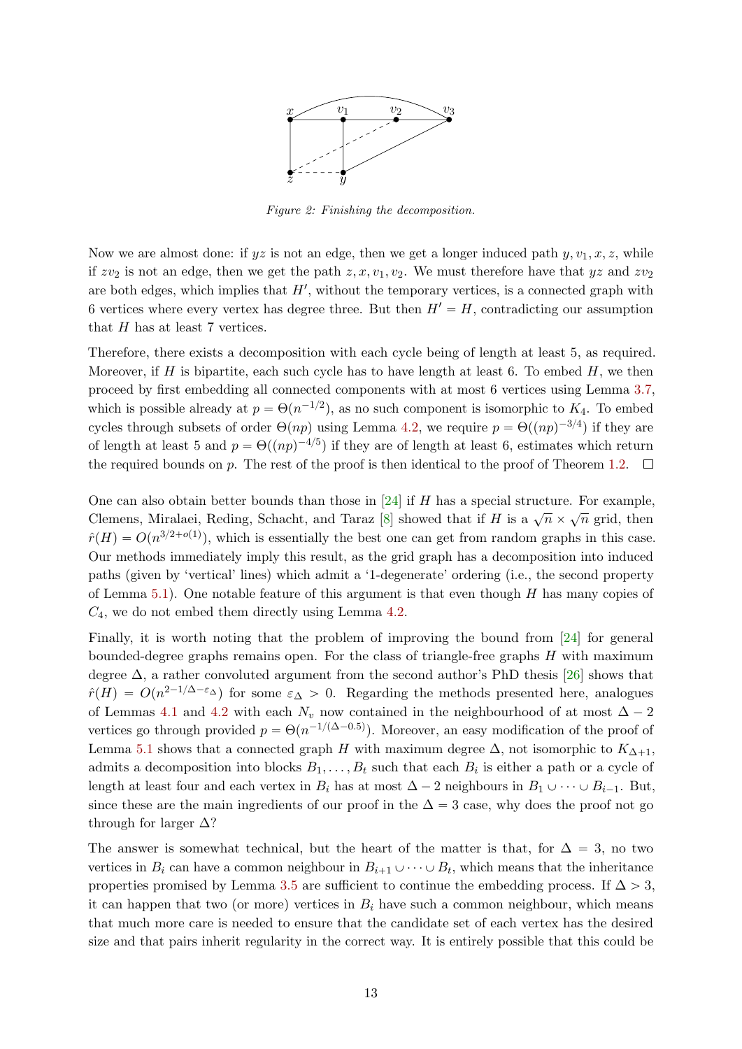*Figure 2: Finishing the decomposition.*

Now we are almost done: if $yz$ is not an edge, then we get a longer induced path $y, v_1, x, z$, while if $zv_2$ is not an edge, then we get the path $z, x, v_1, v_2$. We must therefore have that $yz$ and $zv_2$ are both edges, which implies that $H'$, without the temporary vertices, is a connected graph with 6 vertices where every vertex has degree three. But then $H' = H$, contradicting our assumption that $H$ has at least 7 vertices.

Therefore, there exists a decomposition with each cycle being of length at least 5, as required. Moreover, if $H$ is bipartite, each such cycle has to have length at least 6. To embed $H$, we then proceed by first embedding all connected components with at most 6 vertices using Lemma 3.7, which is possible already at $p = \Theta(n^{-1/2})$, as no such component is isomorphic to $K_4$. To embed cycles through subsets of order $\Theta(np)$ using Lemma 4.2, we require $p = \Theta((np)^{-3/4})$ if they are of length at least 5 and $p = \Theta((np)^{-4/5})$ if they are of length at least 6, estimates which return the required bounds on $p$. The rest of the proof is then identical to the proof of Theorem 1.2. □

One can also obtain better bounds than those in [24] if $H$ has a special structure. For example, Clemens, Miralaei, Reding, Schacht, and Taraz [8] showed that if $H$ is a $\sqrt{n} \times \sqrt{n}$ grid, then $\hat{r}(H) = O(n^{3/2+o(1)})$, which is essentially the best one can get from random graphs in this case. Our methods immediately imply this result, as the grid graph has a decomposition into induced paths (given by 'vertical' lines) which admit a '1-degenerate' ordering (i.e., the second property of Lemma 5.1). One notable feature of this argument is that even though $H$ has many copies of $C_4$, we do not embed them directly using Lemma 4.2.

Finally, it is worth noting that the problem of improving the bound from [24] for general bounded-degree graphs remains open. For the class of triangle-free graphs $H$ with maximum degree $\Delta$, a rather convoluted argument from the second author's PhD thesis [26] shows that $\hat{r}(H) = O(n^{2-1/\Delta-\varepsilon_\Delta})$ for some $\varepsilon_\Delta > 0$. Regarding the methods presented here, analogues of Lemmas 4.1 and 4.2 with each $N_v$ now contained in the neighbourhood of at most $\Delta - 2$ vertices go through provided $p = \Theta(n^{-1/(\Delta-0.5)})$. Moreover, an easy modification of the proof of Lemma 5.1 shows that a connected graph $H$ with maximum degree $\Delta$, not isomorphic to $K_{\Delta+1}$, admits a decomposition into blocks $B_1, \ldots, B_t$ such that each $B_i$ is either a path or a cycle of length at least four and each vertex in $B_i$ has at most $\Delta - 2$ neighbours in $B_1 \cup \cdots \cup B_{i-1}$. But, since these are the main ingredients of our proof in the $\Delta = 3$ case, why does the proof not go through for larger $\Delta$?

The answer is somewhat technical, but the heart of the matter is that, for $\Delta = 3$, no two vertices in $B_i$ can have a common neighbour in $B_{i+1} \cup \cdots \cup B_t$, which means that the inheritance properties promised by Lemma 3.5 are sufficient to continue the embedding process. If $\Delta > 3$, it can happen that two (or more) vertices in $B_i$ have such a common neighbour, which means that much more care is needed to ensure that the candidate set of each vertex has the desired size and that pairs inherit regularity in the correct way. It is entirely possible that this could be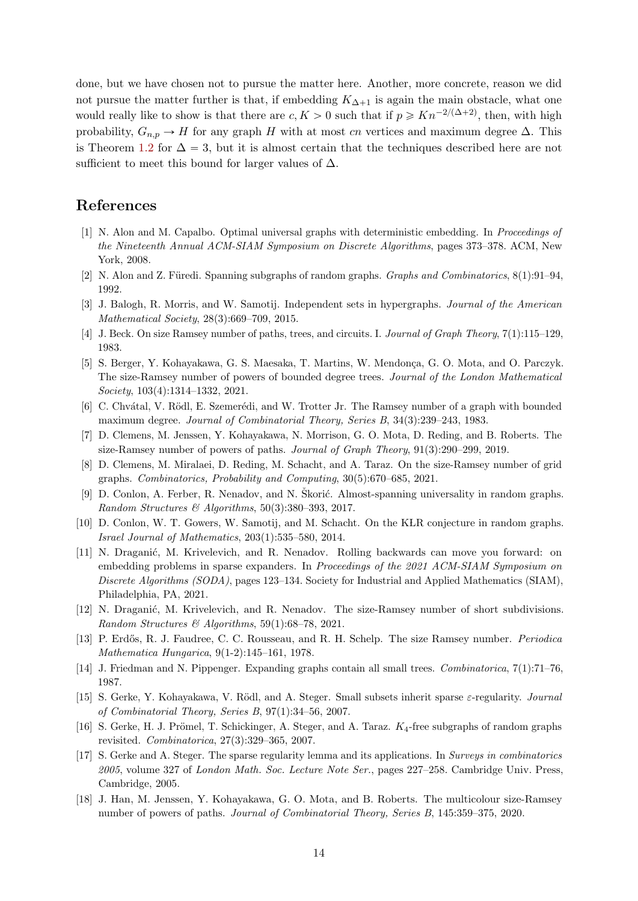done, but we have chosen not to pursue the matter here. Another, more concrete, reason we did not pursue the matter further is that, if embedding $K_{\Delta+1}$ is again the main obstacle, what one would really like to show is that there are $c, K > 0$ such that if $p \geqslant Kn^{-2/(\Delta+2)}$, then, with high probability, $G_{n,p} \to H$ for any graph $H$ with at most $cn$ vertices and maximum degree $\Delta$. This is Theorem 1.2 for $\Delta = 3$, but it is almost certain that the techniques described here are not sufficient to meet this bound for larger values of $\Delta$.

## References

[1] N. Alon and M. Capalbo. Optimal universal graphs with deterministic embedding. In *Proceedings of the Nineteenth Annual ACM-SIAM Symposium on Discrete Algorithms*, pages 373–378. ACM, New York, 2008.

[2] N. Alon and Z. Füredi. Spanning subgraphs of random graphs. *Graphs and Combinatorics*, 8(1):91–94, 1992.

[3] J. Balogh, R. Morris, and W. Samotij. Independent sets in hypergraphs. *Journal of the American Mathematical Society*, 28(3):669–709, 2015.

[4] J. Beck. On size Ramsey number of paths, trees, and circuits. I. *Journal of Graph Theory*, 7(1):115–129, 1983.

[5] S. Berger, Y. Kohayakawa, G. S. Maesaka, T. Martins, W. Mendonça, G. O. Mota, and O. Parczyk. The size-Ramsey number of powers of bounded degree trees. *Journal of the London Mathematical Society*, 103(4):1314–1332, 2021.

[6] C. Chvátal, V. Rödl, E. Szemerédi, and W. Trotter Jr. The Ramsey number of a graph with bounded maximum degree. *Journal of Combinatorial Theory, Series B*, 34(3):239–243, 1983.

[7] D. Clemens, M. Jenssen, Y. Kohayakawa, N. Morrison, G. O. Mota, D. Reding, and B. Roberts. The size-Ramsey number of powers of paths. *Journal of Graph Theory*, 91(3):290–299, 2019.

[8] D. Clemens, M. Miralaei, D. Reding, M. Schacht, and A. Taraz. On the size-Ramsey number of grid graphs. *Combinatorics, Probability and Computing*, 30(5):670–685, 2021.

[9] D. Conlon, A. Ferber, R. Nenadov, and N. Škorić. Almost-spanning universality in random graphs. *Random Structures & Algorithms*, 50(3):380–393, 2017.

[10] D. Conlon, W. T. Gowers, W. Samotij, and M. Schacht. On the KŁR conjecture in random graphs. *Israel Journal of Mathematics*, 203(1):535–580, 2014.

[11] N. Draganić, M. Krivelevich, and R. Nenadov. Rolling backwards can move you forward: on embedding problems in sparse expanders. In *Proceedings of the 2021 ACM-SIAM Symposium on Discrete Algorithms (SODA)*, pages 123–134. Society for Industrial and Applied Mathematics (SIAM), Philadelphia, PA, 2021.

[12] N. Draganić, M. Krivelevich, and R. Nenadov. The size-Ramsey number of short subdivisions. *Random Structures & Algorithms*, 59(1):68–78, 2021.

[13] P. Erdős, R. J. Faudree, C. C. Rousseau, and R. H. Schelp. The size Ramsey number. *Periodica Mathematica Hungarica*, 9(1-2):145–161, 1978.

[14] J. Friedman and N. Pippenger. Expanding graphs contain all small trees. *Combinatorica*, 7(1):71–76, 1987.

[15] S. Gerke, Y. Kohayakawa, V. Rödl, and A. Steger. Small subsets inherit sparse $\varepsilon$-regularity. *Journal of Combinatorial Theory, Series B*, 97(1):34–56, 2007.

[16] S. Gerke, H. J. Prömel, T. Schickinger, A. Steger, and A. Taraz. $K_4$-free subgraphs of random graphs revisited. *Combinatorica*, 27(3):329–365, 2007.

[17] S. Gerke and A. Steger. The sparse regularity lemma and its applications. In *Surveys in combinatorics 2005*, volume 327 of *London Math. Soc. Lecture Note Ser.*, pages 227–258. Cambridge Univ. Press, Cambridge, 2005.

[18] J. Han, M. Jenssen, Y. Kohayakawa, G. O. Mota, and B. Roberts. The multicolour size-Ramsey number of powers of paths. *Journal of Combinatorial Theory, Series B*, 145:359–375, 2020.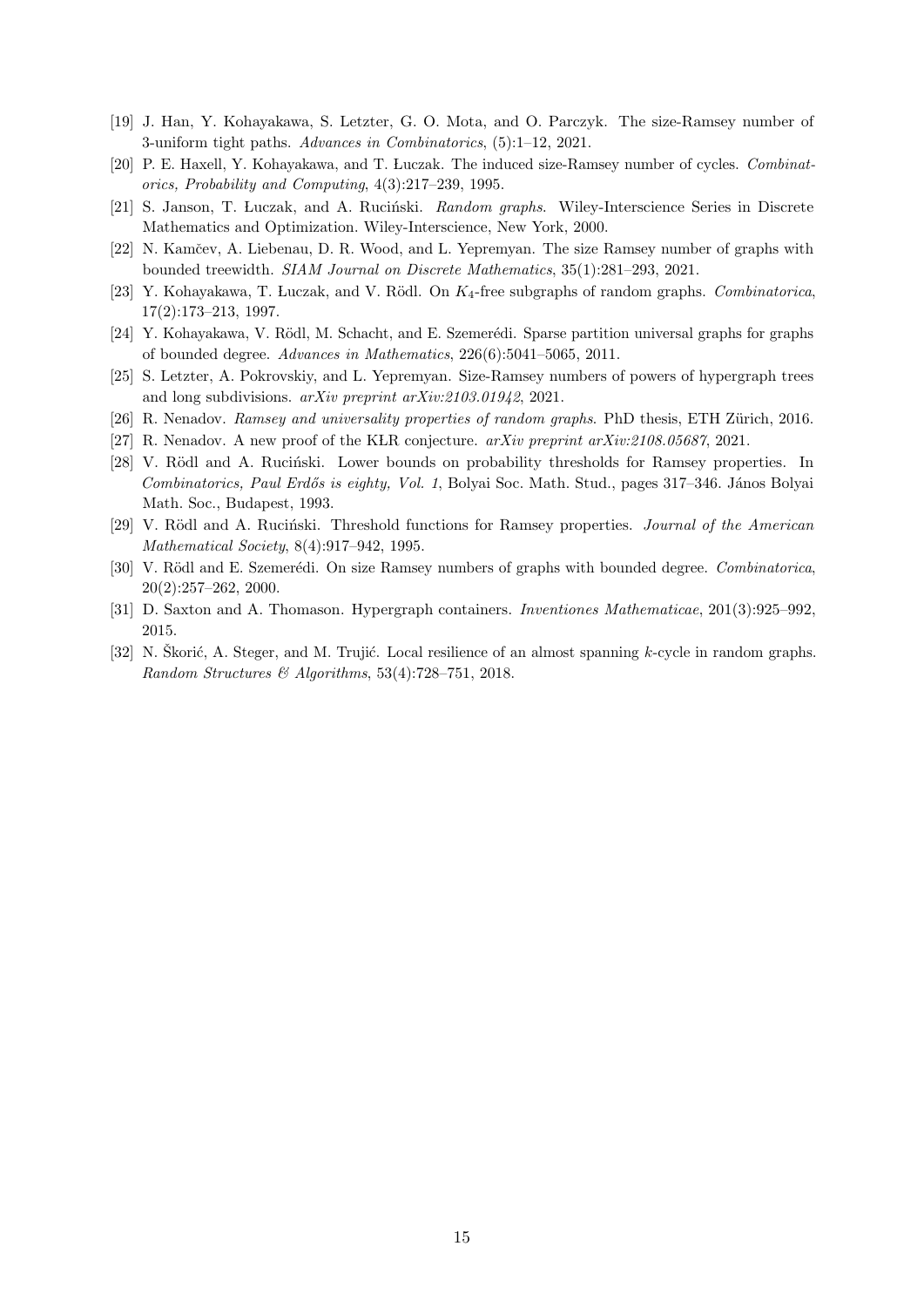[19] J. Han, Y. Kohayakawa, S. Letzter, G. O. Mota, and O. Parczyk. The size-Ramsey number of 3-uniform tight paths. *Advances in Combinatorics*, (5):1–12, 2021.

[20] P. E. Haxell, Y. Kohayakawa, and T. Łuczak. The induced size-Ramsey number of cycles. *Combinatorics, Probability and Computing*, 4(3):217–239, 1995.

[21] S. Janson, T. Łuczak, and A. Ruciński. *Random graphs*. Wiley-Interscience Series in Discrete Mathematics and Optimization. Wiley-Interscience, New York, 2000.

[22] N. Kamčev, A. Liebenau, D. R. Wood, and L. Yepremyan. The size Ramsey number of graphs with bounded treewidth. *SIAM Journal on Discrete Mathematics*, 35(1):281–293, 2021.

[23] Y. Kohayakawa, T. Łuczak, and V. Rödl. On $K_4$-free subgraphs of random graphs. *Combinatorica*, 17(2):173–213, 1997.

[24] Y. Kohayakawa, V. Rödl, M. Schacht, and E. Szemerédi. Sparse partition universal graphs for graphs of bounded degree. *Advances in Mathematics*, 226(6):5041–5065, 2011.

[25] S. Letzter, A. Pokrovskiy, and L. Yepremyan. Size-Ramsey numbers of powers of hypergraph trees and long subdivisions. *arXiv preprint arXiv:2103.01942*, 2021.

[26] R. Nenadov. *Ramsey and universality properties of random graphs*. PhD thesis, ETH Zürich, 2016.

[27] R. Nenadov. A new proof of the KŁR conjecture. *arXiv preprint arXiv:2108.05687*, 2021.

[28] V. Rödl and A. Ruciński. Lower bounds on probability thresholds for Ramsey properties. In *Combinatorics, Paul Erdős is eighty, Vol. 1*, Bolyai Soc. Math. Stud., pages 317–346. János Bolyai Math. Soc., Budapest, 1993.

[29] V. Rödl and A. Ruciński. Threshold functions for Ramsey properties. *Journal of the American Mathematical Society*, 8(4):917–942, 1995.

[30] V. Rödl and E. Szemerédi. On size Ramsey numbers of graphs with bounded degree. *Combinatorica*, 20(2):257–262, 2000.

[31] D. Saxton and A. Thomason. Hypergraph containers. *Inventiones Mathematicae*, 201(3):925–992, 2015.

[32] N. Škorić, A. Steger, and M. Trujić. Local resilience of an almost spanning $k$-cycle in random graphs. *Random Structures & Algorithms*, 53(4):728–751, 2018.